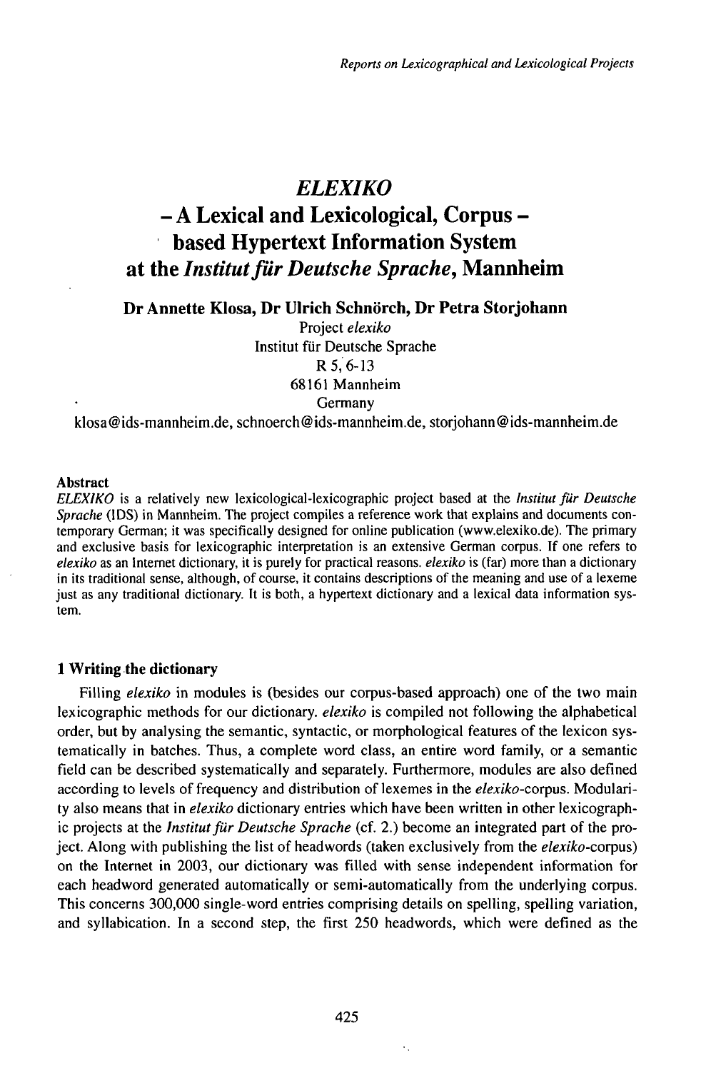# *ELEXIKO* – A Lexical and Lexicological, Corpus – based Hypertext Information System at the *Institut für Deutsche Sprache*, Mannheim

**Dr Annette Klosa, Dr Ulrich Schnörch, Dr Petra Storjohann**

Project *elexiko*
Institut für Deutsche Sprache
R 5, 6-13
68161 Mannheim
Germany

klosa@ids-mannheim.de, schnoerch@ids-mannheim.de, storjohann@ids-mannheim.de

**Abstract**

*ELEXIKO* is a relatively new lexicological-lexicographic project based at the *Institut für Deutsche Sprache* (IDS) in Mannheim. The project compiles a reference work that explains and documents contemporary German; it was specifically designed for online publication (www.elexiko.de). The primary and exclusive basis for lexicographic interpretation is an extensive German corpus. If one refers to *elexiko* as an Internet dictionary, it is purely for practical reasons. *elexiko* is (far) more than a dictionary in its traditional sense, although, of course, it contains descriptions of the meaning and use of a lexeme just as any traditional dictionary. It is both, a hypertext dictionary and a lexical data information system.

## 1 Writing the dictionary

Filling *elexiko* in modules is (besides our corpus-based approach) one of the two main lexicographic methods for our dictionary. *elexiko* is compiled not following the alphabetical order, but by analysing the semantic, syntactic, or morphological features of the lexicon systematically in batches. Thus, a complete word class, an entire word family, or a semantic field can be described systematically and separately. Furthermore, modules are also defined according to levels of frequency and distribution of lexemes in the *elexiko*-corpus. Modularity also means that in *elexiko* dictionary entries which have been written in other lexicographic projects at the *Institut für Deutsche Sprache* (cf. 2.) become an integrated part of the project. Along with publishing the list of headwords (taken exclusively from the *elexiko*-corpus) on the Internet in 2003, our dictionary was filled with sense independent information for each headword generated automatically or semi-automatically from the underlying corpus. This concerns 300,000 single-word entries comprising details on spelling, spelling variation, and syllabication. In a second step, the first 250 headwords, which were defined as the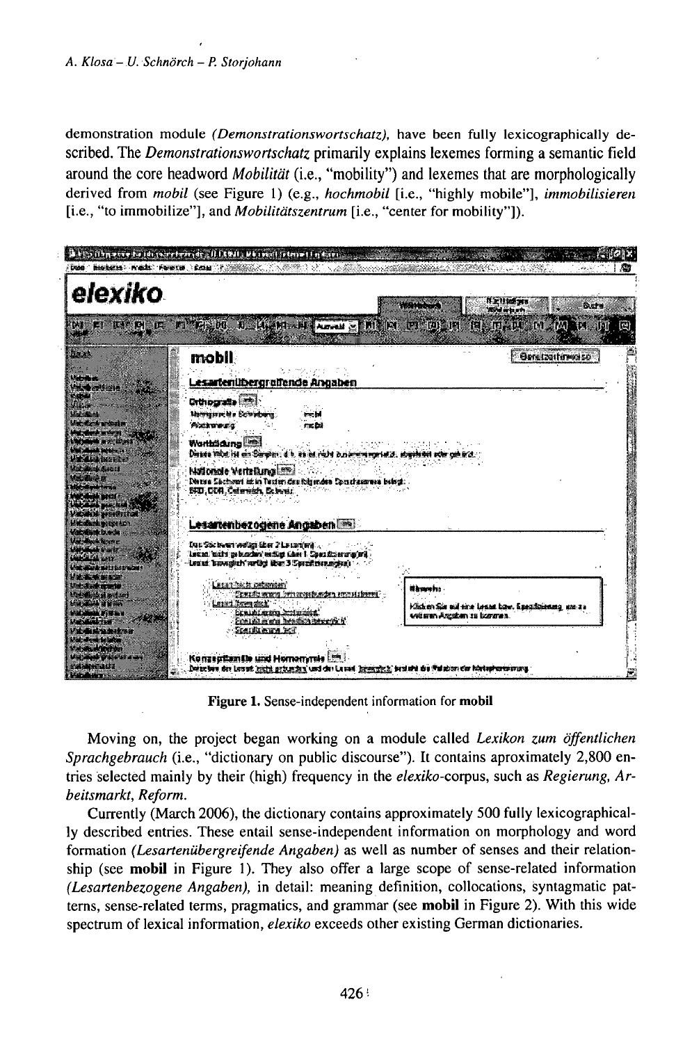demonstration module *(Demonstrationswortschatz)*, have been fully lexicographically described. The *Demonstrationswortschatz* primarily explains lexemes forming a semantic field around the core headword *Mobilität* (i.e., "mobility") and lexemes that are morphologically derived from *mobil* (see Figure 1) (e.g., *hochmobil* [i.e., "highly mobile"], *immobilisieren* [i.e., "to immobilize"], and *Mobilitätszentrum* [i.e., "center for mobility"]).

**Figure 1.** Sense-independent information for **mobil**

Moving on, the project began working on a module called *Lexikon zum öffentlichen Sprachgebrauch* (i.e., "dictionary on public discourse"). It contains aproximately 2,800 entries selected mainly by their (high) frequency in the *elexiko*-corpus, such as *Regierung, Arbeitsmarkt, Reform.*

Currently (March 2006), the dictionary contains approximately 500 fully lexicographically described entries. These entail sense-independent information on morphology and word formation *(Lesartenübergreifende Angaben)* as well as number of senses and their relationship (see **mobil** in Figure 1). They also offer a large scope of sense-related information *(Lesartenbezogene Angaben)*, in detail: meaning definition, collocations, syntagmatic patterns, sense-related terms, pragmatics, and grammar (see **mobil** in Figure 2). With this wide spectrum of lexical information, *elexiko* exceeds other existing German dictionaries.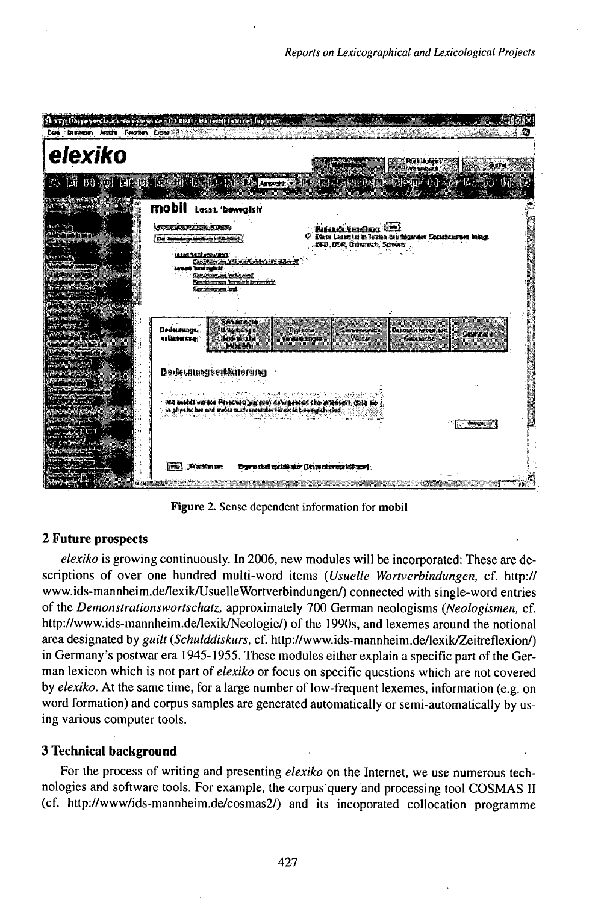Figure 2. Sense dependent information for **mobil**

## 2 Future prospects

*elexiko* is growing continuously. In 2006, new modules will be incorporated: These are descriptions of over one hundred multi-word items (*Usuelle Wortverbindungen*, cf. http://www.ids-mannheim.de/lexik/UsuelleWortverbindungen/) connected with single-word entries of the *Demonstrationswortschatz*, approximately 700 German neologisms (*Neologismen*, cf. http://www.ids-mannheim.de/lexik/Neologie/) of the 1990s, and lexemes around the notional area designated by *guilt* (*Schulddiskurs*, cf. http://www.ids-mannheim.de/lexik/Zeitreflexion/) in Germany's postwar era 1945-1955. These modules either explain a specific part of the German lexicon which is not part of *elexiko* or focus on specific questions which are not covered by *elexiko*. At the same time, for a large number of low-frequent lexemes, information (e.g. on word formation) and corpus samples are generated automatically or semi-automatically by using various computer tools.

## 3 Technical background

For the process of writing and presenting *elexiko* on the Internet, we use numerous technologies and software tools. For example, the corpus query and processing tool COSMAS II (cf. http://www/ids-mannheim.de/cosmas2/) and its incoporated collocation programme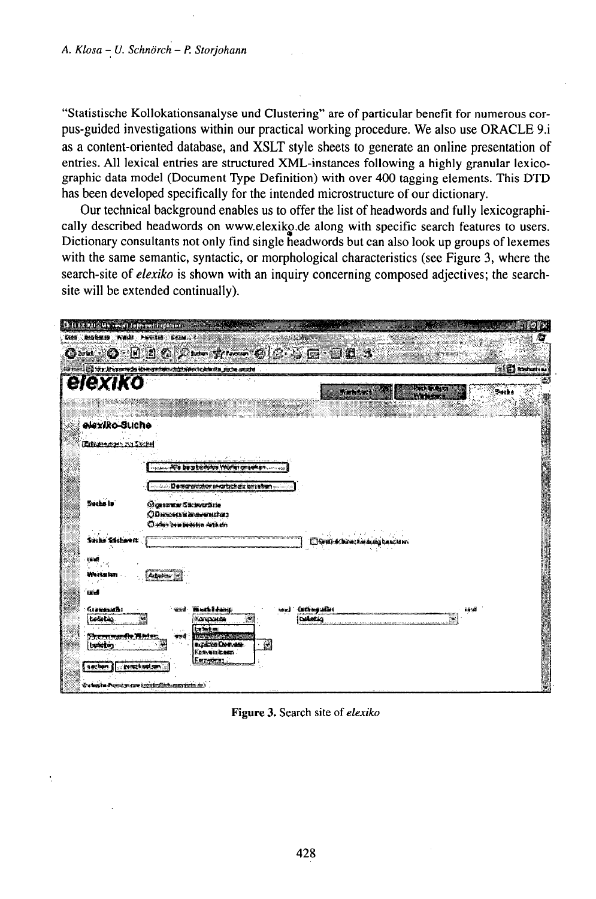"Statistische Kollokationsanalyse und Clustering" are of particular benefit for numerous corpus-guided investigations within our practical working procedure. We also use ORACLE 9.i as a content-oriented database, and XSLT style sheets to generate an online presentation of entries. All lexical entries are structured XML-instances following a highly granular lexicographic data model (Document Type Definition) with over 400 tagging elements. This DTD has been developed specifically for the intended microstructure of our dictionary.

Our technical background enables us to offer the list of headwords and fully lexicographically described headwords on www.elexiko.de along with specific search features to users. Dictionary consultants not only find single headwords but can also look up groups of lexemes with the same semantic, syntactic, or morphological characteristics (see Figure 3, where the search-site of *elexiko* is shown with an inquiry concerning composed adjectives; the search-site will be extended continually).

**Figure 3.** Search site of *elexiko*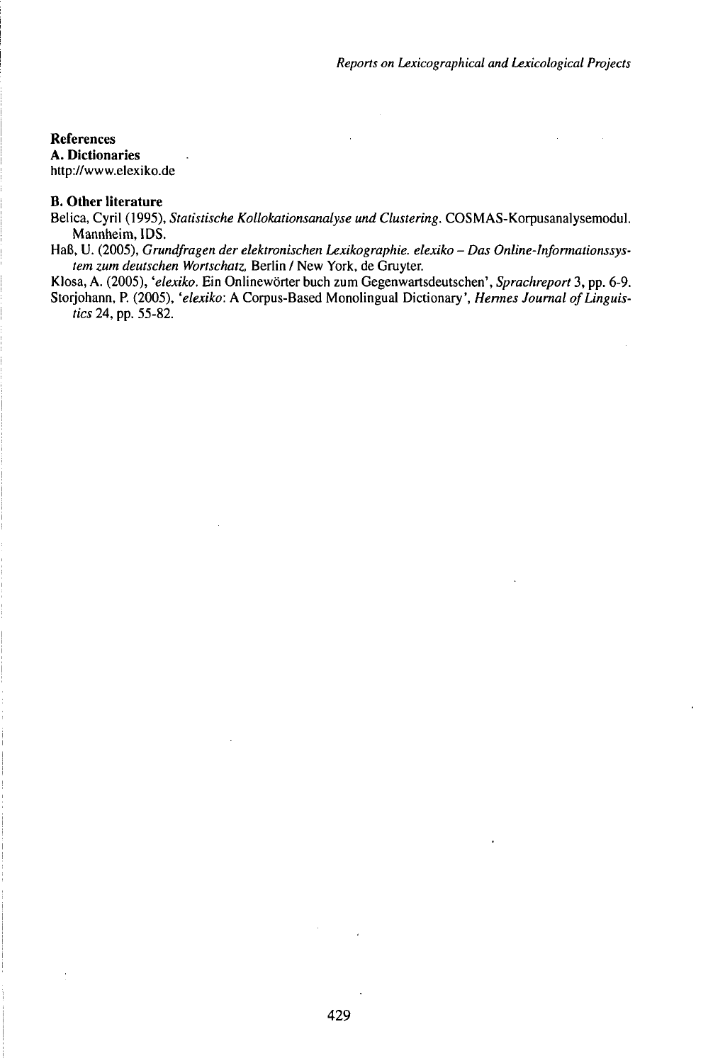## References

### A. Dictionaries

http://www.elexiko.de

### B. Other literature

Belica, Cyril (1995), *Statistische Kollokationsanalyse und Clustering*. COSMAS-Korpusanalysemodul. Mannheim, IDS.

Haß, U. (2005), *Grundfragen der elektronischen Lexikographie. elexiko – Das Online-Informationssystem zum deutschen Wortschatz*, Berlin / New York, de Gruyter.

Klosa, A. (2005), '*elexiko*. Ein Onlinewörter buch zum Gegenwartsdeutschen', *Sprachreport* 3, pp. 6-9.

Storjohann, P. (2005), '*elexiko*: A Corpus-Based Monolingual Dictionary', *Hermes Journal of Linguistics* 24, pp. 55-82.